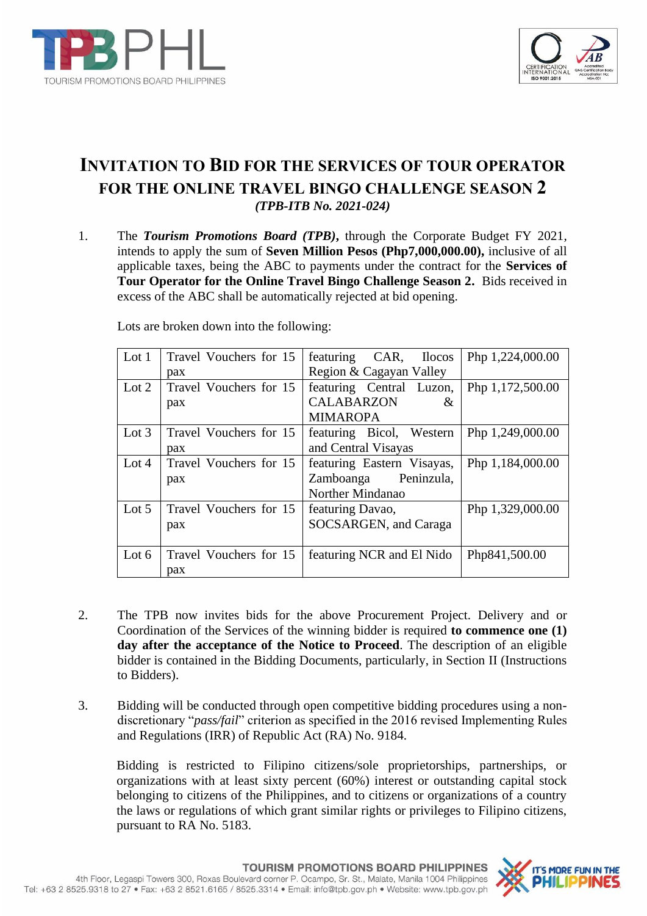# INVITATION TO BID FOR THE SERVICES OF TOUR OPERATOR FOR THE ONLINE TRAVEL BINGO CHALLENGE SEASON 2

***(TPB-ITB No. 2021-024)***

1. The ***Tourism Promotions Board (TPB)***, through the Corporate Budget FY 2021, intends to apply the sum of **Seven Million Pesos (Php7,000,000.00),** inclusive of all applicable taxes, being the ABC to payments under the contract for the **Services of Tour Operator for the Online Travel Bingo Challenge Season 2.** Bids received in excess of the ABC shall be automatically rejected at bid opening.

   Lots are broken down into the following:

| | | | |
|---|---|---|---|
| Lot 1 | Travel Vouchers for 15 pax | featuring CAR, Ilocos Region & Cagayan Valley | Php 1,224,000.00 |
| Lot 2 | Travel Vouchers for 15 pax | featuring Central Luzon, CALABARZON & MIMAROPA | Php 1,172,500.00 |
| Lot 3 | Travel Vouchers for 15 pax | featuring Bicol, Western and Central Visayas | Php 1,249,000.00 |
| Lot 4 | Travel Vouchers for 15 pax | featuring Eastern Visayas, Zamboanga Peninzula, Norther Mindanao | Php 1,184,000.00 |
| Lot 5 | Travel Vouchers for 15 pax | featuring Davao, SOCSARGEN, and Caraga | Php 1,329,000.00 |
| Lot 6 | Travel Vouchers for 15 pax | featuring NCR and El Nido | Php841,500.00 |

2. The TPB now invites bids for the above Procurement Project. Delivery and or Coordination of the Services of the winning bidder is required **to commence one (1) day after the acceptance of the Notice to Proceed**. The description of an eligible bidder is contained in the Bidding Documents, particularly, in Section II (Instructions to Bidders).

3. Bidding will be conducted through open competitive bidding procedures using a non-discretionary "*pass/fail*" criterion as specified in the 2016 revised Implementing Rules and Regulations (IRR) of Republic Act (RA) No. 9184.

   Bidding is restricted to Filipino citizens/sole proprietorships, partnerships, or organizations with at least sixty percent (60%) interest or outstanding capital stock belonging to citizens of the Philippines, and to citizens or organizations of a country the laws or regulations of which grant similar rights or privileges to Filipino citizens, pursuant to RA No. 5183.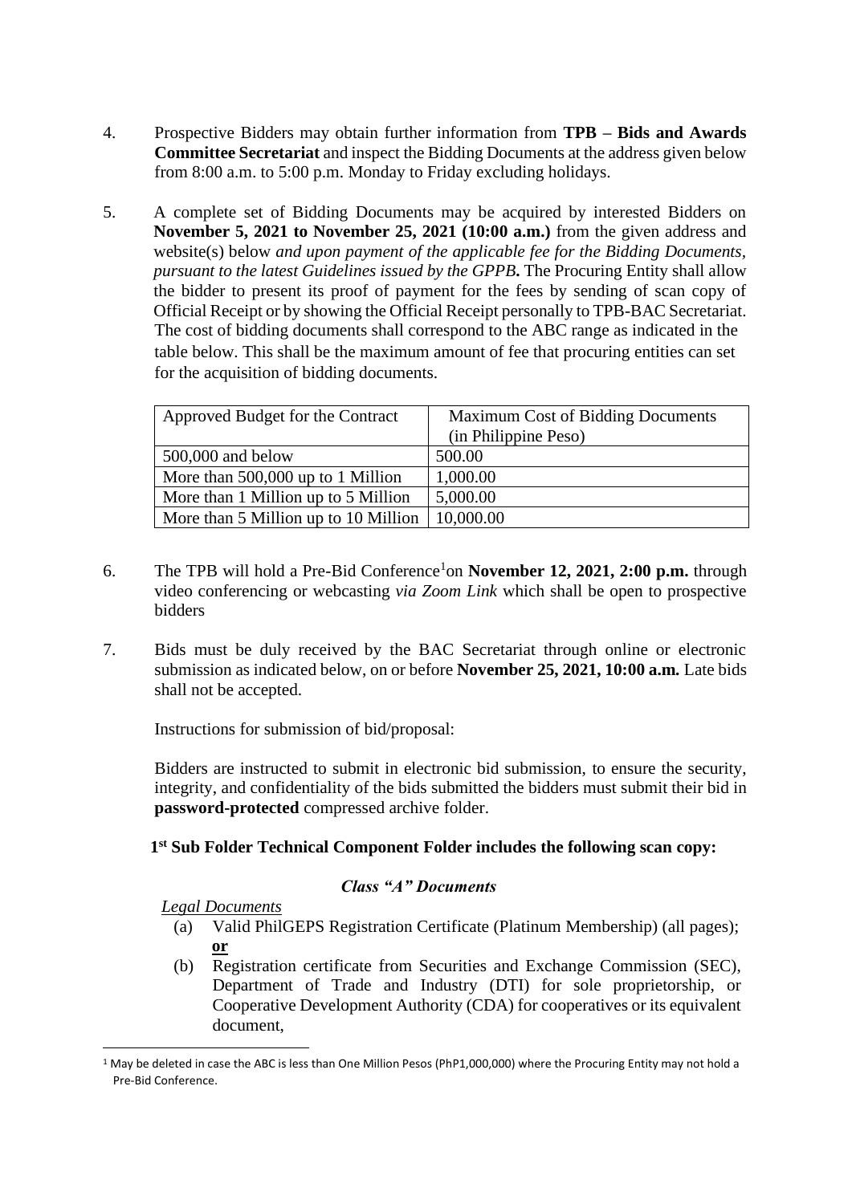4. Prospective Bidders may obtain further information from **TPB – Bids and Awards Committee Secretariat** and inspect the Bidding Documents at the address given below from 8:00 a.m. to 5:00 p.m. Monday to Friday excluding holidays.

5. A complete set of Bidding Documents may be acquired by interested Bidders on **November 5, 2021 to November 25, 2021 (10:00 a.m.)** from the given address and website(s) below *and upon payment of the applicable fee for the Bidding Documents, pursuant to the latest Guidelines issued by the GPPB.* The Procuring Entity shall allow the bidder to present its proof of payment for the fees by sending of scan copy of Official Receipt or by showing the Official Receipt personally to TPB-BAC Secretariat. The cost of bidding documents shall correspond to the ABC range as indicated in the table below. This shall be the maximum amount of fee that procuring entities can set for the acquisition of bidding documents.

| Approved Budget for the Contract | Maximum Cost of Bidding Documents (in Philippine Peso) |
|---|---|
| 500,000 and below | 500.00 |
| More than 500,000 up to 1 Million | 1,000.00 |
| More than 1 Million up to 5 Million | 5,000.00 |
| More than 5 Million up to 10 Million | 10,000.00 |

6. The TPB will hold a Pre-Bid Conference[1] on **November 12, 2021, 2:00 p.m.** through video conferencing or webcasting *via Zoom Link* which shall be open to prospective bidders

7. Bids must be duly received by the BAC Secretariat through online or electronic submission as indicated below, on or before **November 25, 2021, 10:00 a.m.** Late bids shall not be accepted.

   Instructions for submission of bid/proposal:

   Bidders are instructed to submit in electronic bid submission, to ensure the security, integrity, and confidentiality of the bids submitted the bidders must submit their bid in **password-protected** compressed archive folder.

**1st Sub Folder Technical Component Folder includes the following scan copy:**

***Class "A" Documents***

*Legal Documents*

(a) Valid PhilGEPS Registration Certificate (Platinum Membership) (all pages); **or**

(b) Registration certificate from Securities and Exchange Commission (SEC), Department of Trade and Industry (DTI) for sole proprietorship, or Cooperative Development Authority (CDA) for cooperatives or its equivalent document,

[1] May be deleted in case the ABC is less than One Million Pesos (PhP1,000,000) where the Procuring Entity may not hold a Pre-Bid Conference.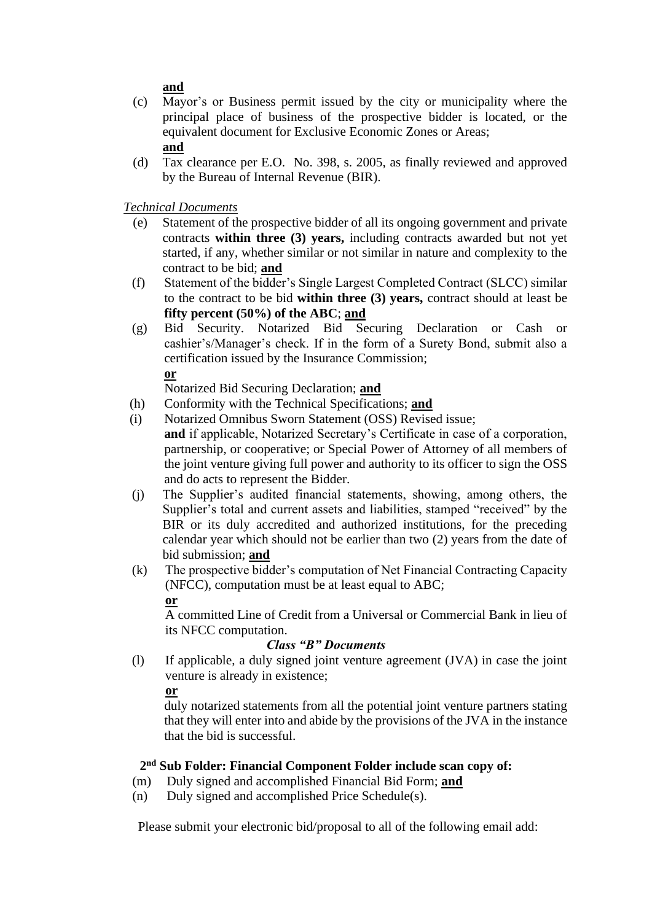**and**

(c) Mayor's or Business permit issued by the city or municipality where the principal place of business of the prospective bidder is located, or the equivalent document for Exclusive Economic Zones or Areas;
**and**

(d) Tax clearance per E.O. No. 398, s. 2005, as finally reviewed and approved by the Bureau of Internal Revenue (BIR).

*Technical Documents*

(e) Statement of the prospective bidder of all its ongoing government and private contracts **within three (3) years,** including contracts awarded but not yet started, if any, whether similar or not similar in nature and complexity to the contract to be bid; **and**

(f) Statement of the bidder's Single Largest Completed Contract (SLCC) similar to the contract to be bid **within three (3) years,** contract should at least be **fifty percent (50%) of the ABC**; **and**

(g) Bid Security. Notarized Bid Securing Declaration or Cash or cashier's/Manager's check. If in the form of a Surety Bond, submit also a certification issued by the Insurance Commission;
**or**
Notarized Bid Securing Declaration; **and**

(h) Conformity with the Technical Specifications; **and**

(i) Notarized Omnibus Sworn Statement (OSS) Revised issue;
**and** if applicable, Notarized Secretary's Certificate in case of a corporation, partnership, or cooperative; or Special Power of Attorney of all members of the joint venture giving full power and authority to its officer to sign the OSS and do acts to represent the Bidder.

(j) The Supplier's audited financial statements, showing, among others, the Supplier's total and current assets and liabilities, stamped "received" by the BIR or its duly accredited and authorized institutions, for the preceding calendar year which should not be earlier than two (2) years from the date of bid submission; **and**

(k) The prospective bidder's computation of Net Financial Contracting Capacity (NFCC), computation must be at least equal to ABC;
**or**
A committed Line of Credit from a Universal or Commercial Bank in lieu of its NFCC computation.

***Class "B" Documents***

(l) If applicable, a duly signed joint venture agreement (JVA) in case the joint venture is already in existence;
**or**
duly notarized statements from all the potential joint venture partners stating that they will enter into and abide by the provisions of the JVA in the instance that the bid is successful.

**2nd Sub Folder: Financial Component Folder include scan copy of:**

(m) Duly signed and accomplished Financial Bid Form; **and**

(n) Duly signed and accomplished Price Schedule(s).

Please submit your electronic bid/proposal to all of the following email add: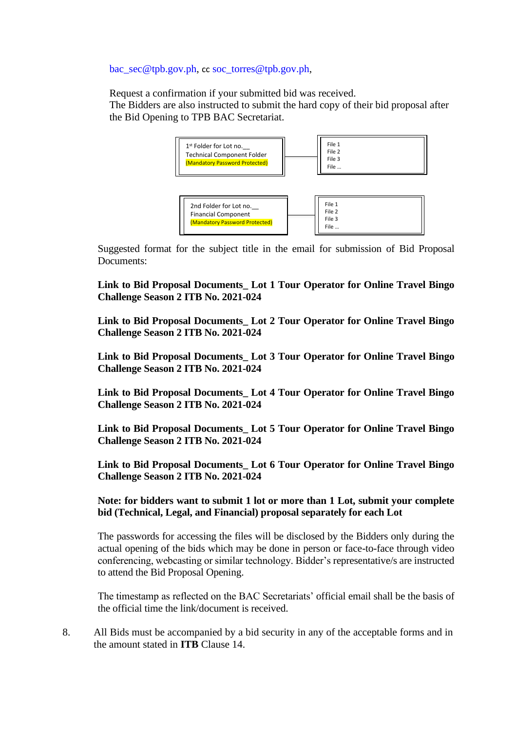bac_sec@tpb.gov.ph, cc soc_torres@tpb.gov.ph,

Request a confirmation if your submitted bid was received.
The Bidders are also instructed to submit the hard copy of their bid proposal after the Bid Opening to TPB BAC Secretariat.

| 1st Folder for Lot no.__ Technical Component Folder (Mandatory Password Protected) | File 1 File 2 File 3 File … |
|---|---|
| 2nd Folder for Lot no.__ Financial Component (Mandatory Password Protected) | File 1 File 2 File 3 File … |

Suggested format for the subject title in the email for submission of Bid Proposal Documents:

**Link to Bid Proposal Documents_ Lot 1 Tour Operator for Online Travel Bingo Challenge Season 2 ITB No. 2021-024**

**Link to Bid Proposal Documents_ Lot 2 Tour Operator for Online Travel Bingo Challenge Season 2 ITB No. 2021-024**

**Link to Bid Proposal Documents_ Lot 3 Tour Operator for Online Travel Bingo Challenge Season 2 ITB No. 2021-024**

**Link to Bid Proposal Documents_ Lot 4 Tour Operator for Online Travel Bingo Challenge Season 2 ITB No. 2021-024**

**Link to Bid Proposal Documents_ Lot 5 Tour Operator for Online Travel Bingo Challenge Season 2 ITB No. 2021-024**

**Link to Bid Proposal Documents_ Lot 6 Tour Operator for Online Travel Bingo Challenge Season 2 ITB No. 2021-024**

**Note: for bidders want to submit 1 lot or more than 1 Lot, submit your complete bid (Technical, Legal, and Financial) proposal separately for each Lot**

The passwords for accessing the files will be disclosed by the Bidders only during the actual opening of the bids which may be done in person or face-to-face through video conferencing, webcasting or similar technology. Bidder's representative/s are instructed to attend the Bid Proposal Opening.

The timestamp as reflected on the BAC Secretariats' official email shall be the basis of the official time the link/document is received.

8. All Bids must be accompanied by a bid security in any of the acceptable forms and in the amount stated in **ITB** Clause 14.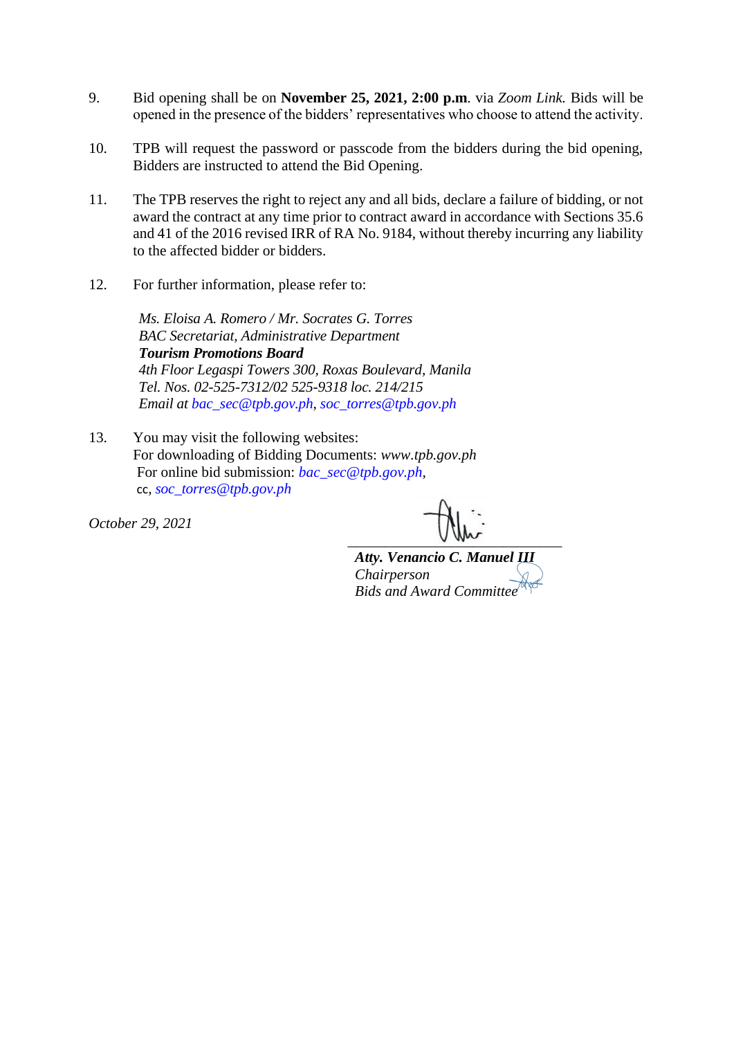9. Bid opening shall be on **November 25, 2021, 2:00 p.m**. via *Zoom Link.* Bids will be opened in the presence of the bidders' representatives who choose to attend the activity.

10. TPB will request the password or passcode from the bidders during the bid opening, Bidders are instructed to attend the Bid Opening.

11. The TPB reserves the right to reject any and all bids, declare a failure of bidding, or not award the contract at any time prior to contract award in accordance with Sections 35.6 and 41 of the 2016 revised IRR of RA No. 9184, without thereby incurring any liability to the affected bidder or bidders.

12. For further information, please refer to:

    *Ms. Eloisa A. Romero / Mr. Socrates G. Torres*
    *BAC Secretariat, Administrative Department*
    ***Tourism Promotions Board***
    *4th Floor Legaspi Towers 300, Roxas Boulevard, Manila*
    *Tel. Nos. 02-525-7312/02 525-9318 loc. 214/215*
    *Email at bac_sec@tpb.gov.ph, soc_torres@tpb.gov.ph*

13. You may visit the following websites:
    For downloading of Bidding Documents: *www.tpb.gov.ph*
    For online bid submission: *bac_sec@tpb.gov.ph*,
    cc, *soc_torres@tpb.gov.ph*

*October 29, 2021*

***Atty. Venancio C. Manuel III***
*Chairperson*
*Bids and Award Committee*